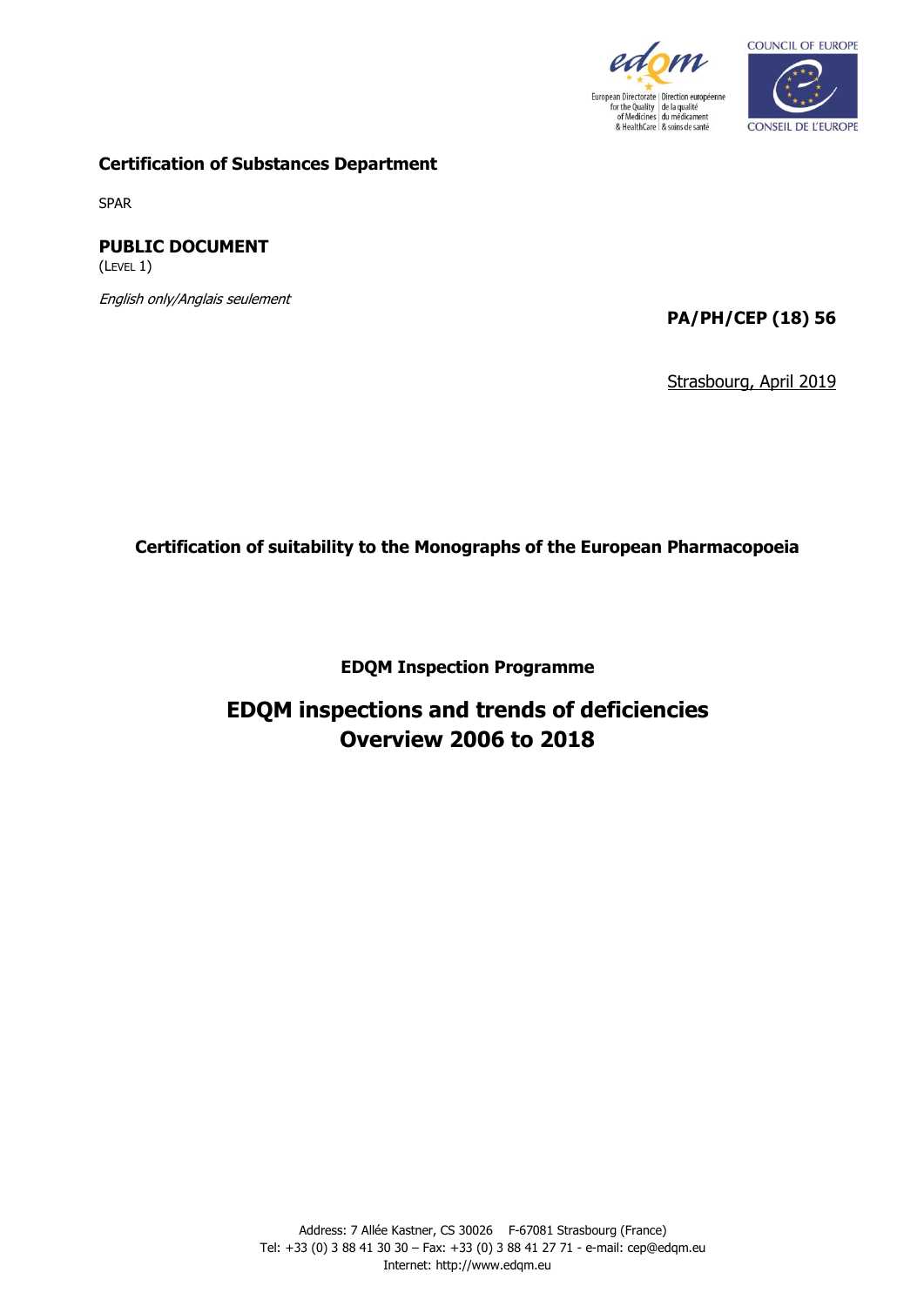**Certification of Substances Department**

SPAR

**PUBLIC DOCUMENT**
(LEVEL 1)

*English only/Anglais seulement*

**PA/PH/CEP (18) 56**

Strasbourg, April 2019

**Certification of suitability to the Monographs of the European Pharmacopoeia**

**EDQM Inspection Programme**

# EDQM inspections and trends of deficiencies Overview 2006 to 2018

Address: 7 Allée Kastner, CS 30026 F-67081 Strasbourg (France)
Tel: +33 (0) 3 88 41 30 30 – Fax: +33 (0) 3 88 41 27 71 - e-mail: cep@edqm.eu
Internet: http://www.edqm.eu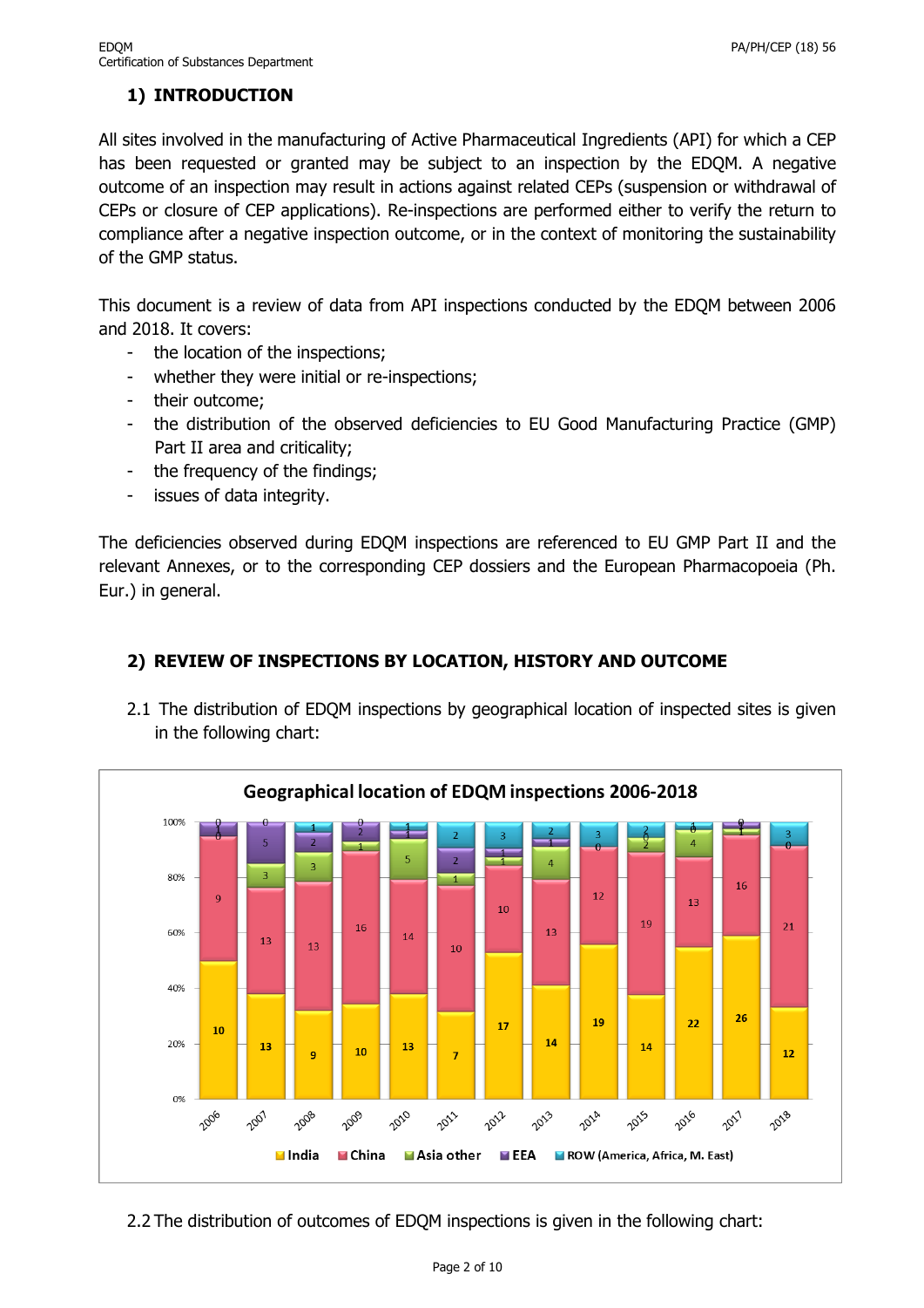## 1) INTRODUCTION

All sites involved in the manufacturing of Active Pharmaceutical Ingredients (API) for which a CEP has been requested or granted may be subject to an inspection by the EDQM. A negative outcome of an inspection may result in actions against related CEPs (suspension or withdrawal of CEPs or closure of CEP applications). Re-inspections are performed either to verify the return to compliance after a negative inspection outcome, or in the context of monitoring the sustainability of the GMP status.

This document is a review of data from API inspections conducted by the EDQM between 2006 and 2018. It covers:

- the location of the inspections;
- whether they were initial or re-inspections;
- their outcome;
- the distribution of the observed deficiencies to EU Good Manufacturing Practice (GMP) Part II area and criticality;
- the frequency of the findings;
- issues of data integrity.

The deficiencies observed during EDQM inspections are referenced to EU GMP Part II and the relevant Annexes, or to the corresponding CEP dossiers and the European Pharmacopoeia (Ph. Eur.) in general.

## 2) REVIEW OF INSPECTIONS BY LOCATION, HISTORY AND OUTCOME

2.1 The distribution of EDQM inspections by geographical location of inspected sites is given in the following chart:

**Geographical location of EDQM inspections 2006-2018**

| Year | India | China | Asia other | EEA | ROW (America, Africa, M. East) |
|---|---|---|---|---|---|
| 2006 | 10 | 9 | 0 | 1 | 0 |
| 2007 | 13 | 13 | 3 | 5 | 0 |
| 2008 | 9 | 13 | 3 | 2 | 1 |
| 2009 | 10 | 16 | 1 | 2 | 0 |
| 2010 | 13 | 14 | 5 | 1 | 1 |
| 2011 | 7 | 10 | 1 | 2 | 2 |
| 2012 | 17 | 10 | 1 | 1 | 3 |
| 2013 | 14 | 13 | 4 | 1 | 2 |
| 2014 | 19 | 12 | 0 | 0 | 3 |
| 2015 | 14 | 19 | 2 | 0 | 2 |
| 2016 | 22 | 13 | 4 | 0 | 1 |
| 2017 | 26 | 16 | 1 | 1 | 0 |
| 2018 | 12 | 21 | 0 | 0 | 3 |

2.2 The distribution of outcomes of EDQM inspections is given in the following chart: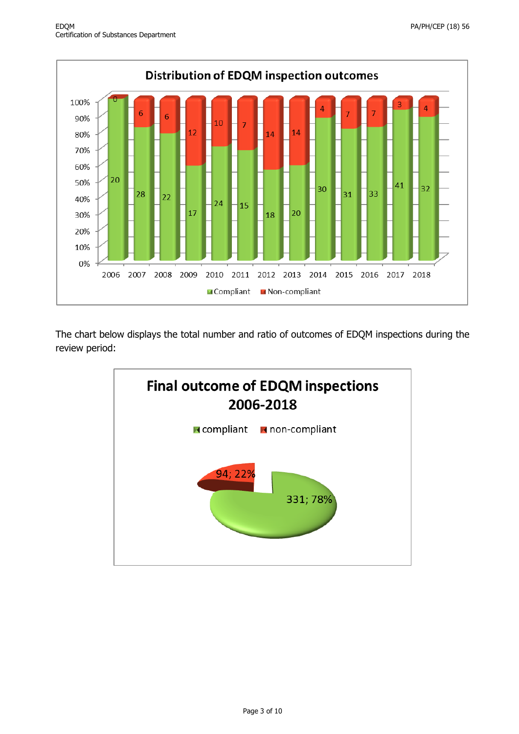**Distribution of EDQM inspection outcomes**

| Year | Compliant | Non-compliant |
|---|---|---|
| 2006 | 20 | 0 |
| 2007 | 28 | 6 |
| 2008 | 22 | 6 |
| 2009 | 17 | 12 |
| 2010 | 24 | 10 |
| 2011 | 15 | 7 |
| 2012 | 18 | 14 |
| 2013 | 20 | 14 |
| 2014 | 30 | 4 |
| 2015 | 31 | 7 |
| 2016 | 33 | 7 |
| 2017 | 41 | 3 |
| 2018 | 32 | 4 |

The chart below displays the total number and ratio of outcomes of EDQM inspections during the review period:

**Final outcome of EDQM inspections 2006-2018**

| Outcome | Number; ratio |
|---|---|
| compliant | 331; 78% |
| non-compliant | 94; 22% |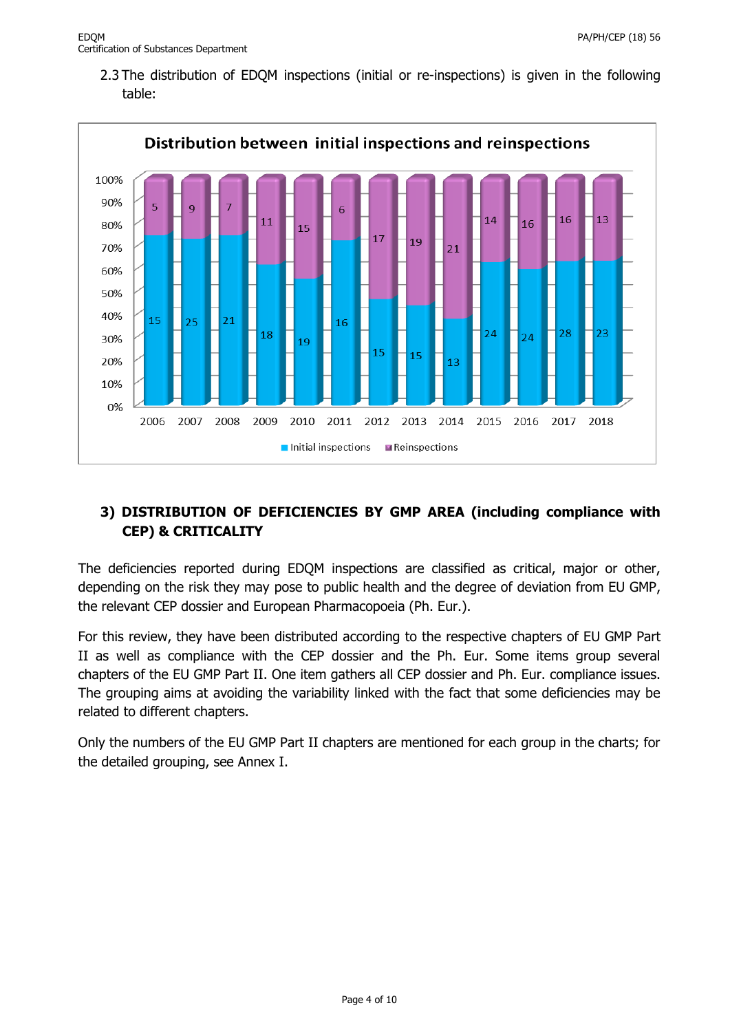2.3 The distribution of EDQM inspections (initial or re-inspections) is given in the following table:

**Distribution between initial inspections and reinspections**

| Year | Initial inspections | Reinspections |
|---|---|---|
| 2006 | 15 | 5 |
| 2007 | 25 | 9 |
| 2008 | 21 | 7 |
| 2009 | 18 | 11 |
| 2010 | 19 | 15 |
| 2011 | 16 | 6 |
| 2012 | 15 | 17 |
| 2013 | 15 | 19 |
| 2014 | 13 | 21 |
| 2015 | 24 | 14 |
| 2016 | 24 | 16 |
| 2017 | 28 | 16 |
| 2018 | 23 | 13 |

## 3) DISTRIBUTION OF DEFICIENCIES BY GMP AREA (including compliance with CEP) & CRITICALITY

The deficiencies reported during EDQM inspections are classified as critical, major or other, depending on the risk they may pose to public health and the degree of deviation from EU GMP, the relevant CEP dossier and European Pharmacopoeia (Ph. Eur.).

For this review, they have been distributed according to the respective chapters of EU GMP Part II as well as compliance with the CEP dossier and the Ph. Eur. Some items group several chapters of the EU GMP Part II. One item gathers all CEP dossier and Ph. Eur. compliance issues. The grouping aims at avoiding the variability linked with the fact that some deficiencies may be related to different chapters.

Only the numbers of the EU GMP Part II chapters are mentioned for each group in the charts; for the detailed grouping, see Annex I.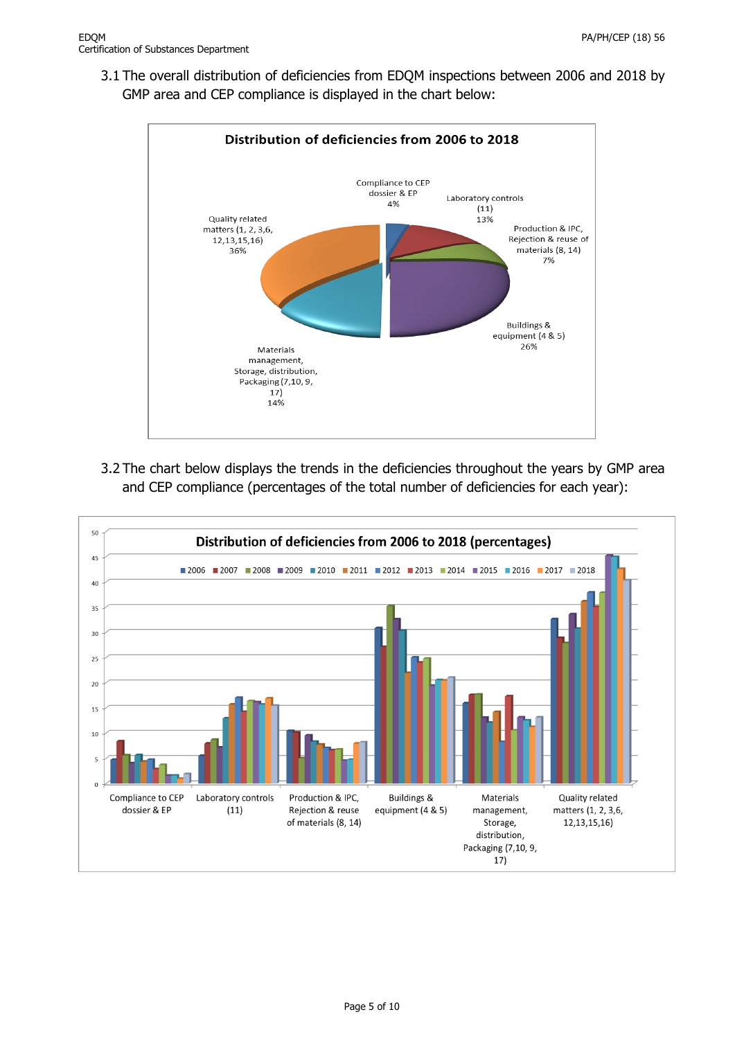3.1 The overall distribution of deficiencies from EDQM inspections between 2006 and 2018 by GMP area and CEP compliance is displayed in the chart below:

**Distribution of deficiencies from 2006 to 2018**

- Compliance to CEP dossier & EP: 4%
- Laboratory controls (11): 13%
- Production & IPC, Rejection & reuse of materials (8, 14): 7%
- Buildings & equipment (4 & 5): 26%
- Materials management, Storage, distribution, Packaging (7,10, 9, 17): 14%
- Quality related matters (1, 2, 3,6, 12,13,15,16): 36%

3.2 The chart below displays the trends in the deficiencies throughout the years by GMP area and CEP compliance (percentages of the total number of deficiencies for each year):

**Distribution of deficiencies from 2006 to 2018 (percentages)**

Legend: 2006, 2007, 2008, 2009, 2010, 2011, 2012, 2013, 2014, 2015, 2016, 2017, 2018

Categories: Compliance to CEP dossier & EP; Laboratory controls (11); Production & IPC, Rejection & reuse of materials (8, 14); Buildings & equipment (4 & 5); Materials management, Storage, distribution, Packaging (7,10, 9, 17); Quality related matters (1, 2, 3,6, 12,13,15,16)

Y-axis: 0, 5, 10, 15, 20, 25, 30, 35, 40, 45, 50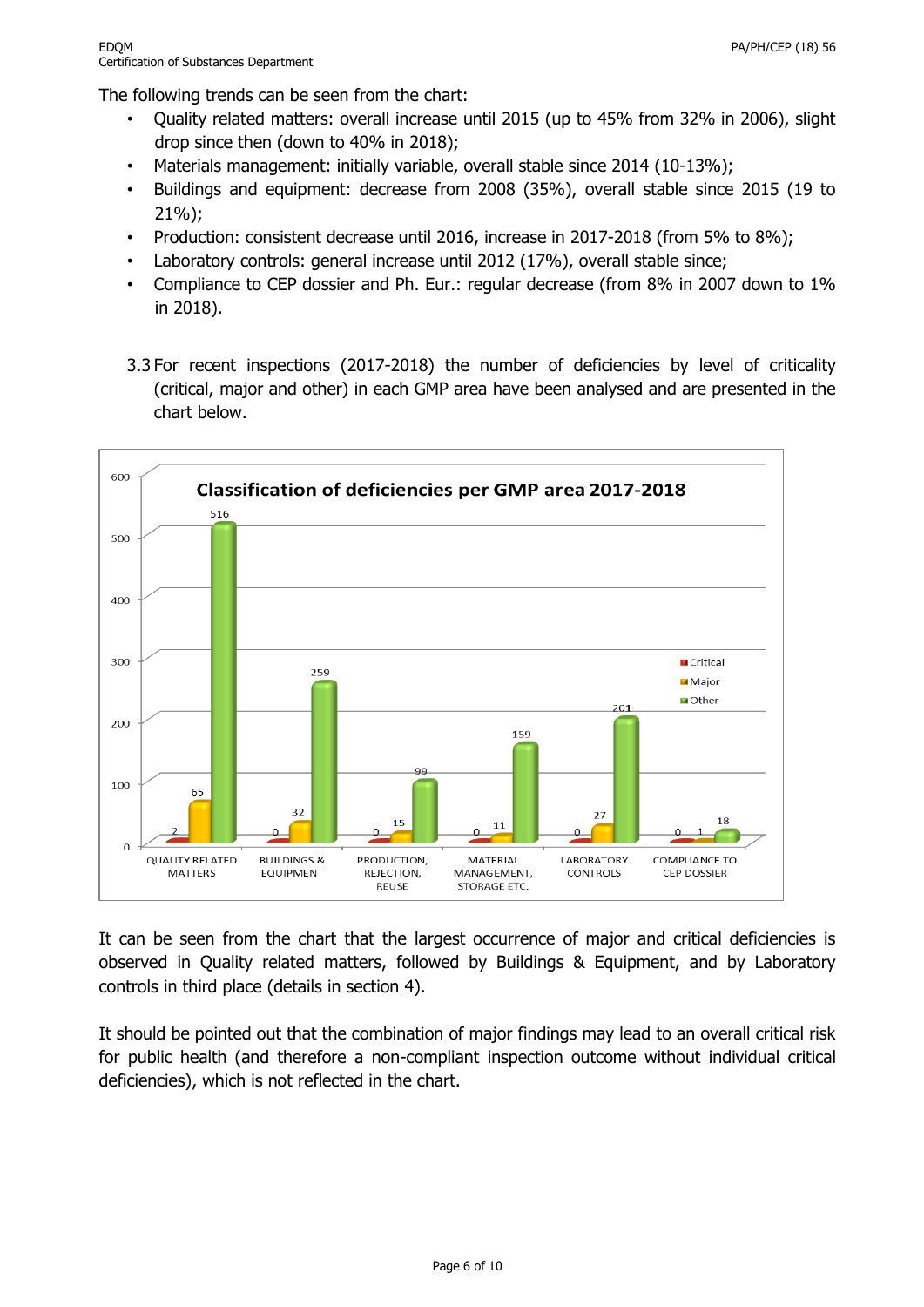The following trends can be seen from the chart:

- Quality related matters: overall increase until 2015 (up to 45% from 32% in 2006), slight drop since then (down to 40% in 2018);
- Materials management: initially variable, overall stable since 2014 (10-13%);
- Buildings and equipment: decrease from 2008 (35%), overall stable since 2015 (19 to 21%);
- Production: consistent decrease until 2016, increase in 2017-2018 (from 5% to 8%);
- Laboratory controls: general increase until 2012 (17%), overall stable since;
- Compliance to CEP dossier and Ph. Eur.: regular decrease (from 8% in 2007 down to 1% in 2018).

3.3 For recent inspections (2017-2018) the number of deficiencies by level of criticality (critical, major and other) in each GMP area have been analysed and are presented in the chart below.

**Classification of deficiencies per GMP area 2017-2018**

| GMP area | Critical | Major | Other |
|---|---|---|---|
| QUALITY RELATED MATTERS | 2 | 65 | 516 |
| BUILDINGS & EQUIPMENT | 0 | 32 | 259 |
| PRODUCTION, REJECTION, REUSE | 0 | 15 | 99 |
| MATERIAL MANAGEMENT, STORAGE ETC. | 0 | 11 | 159 |
| LABORATORY CONTROLS | 0 | 27 | 201 |
| COMPLIANCE TO CEP DOSSIER | 0 | 1 | 18 |

It can be seen from the chart that the largest occurrence of major and critical deficiencies is observed in Quality related matters, followed by Buildings & Equipment, and by Laboratory controls in third place (details in section 4).

It should be pointed out that the combination of major findings may lead to an overall critical risk for public health (and therefore a non-compliant inspection outcome without individual critical deficiencies), which is not reflected in the chart.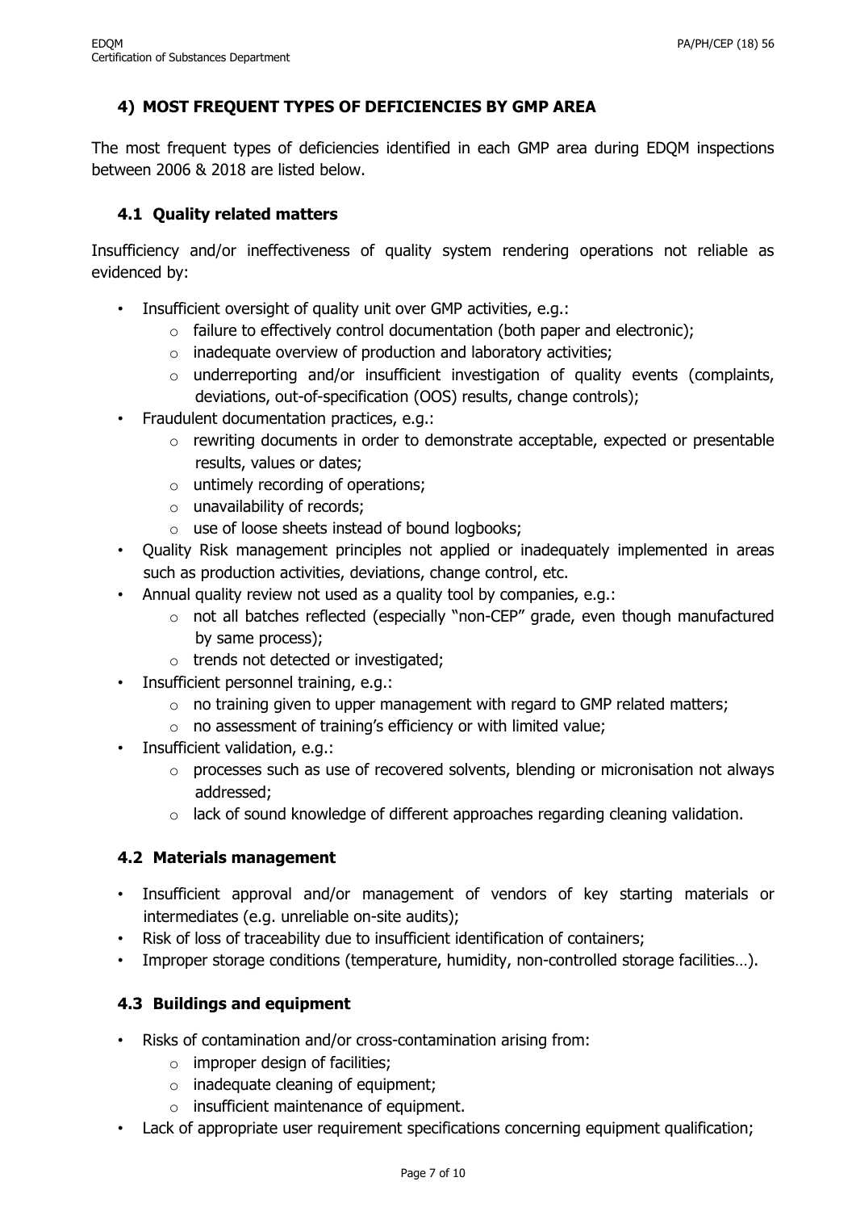## 4) MOST FREQUENT TYPES OF DEFICIENCIES BY GMP AREA

The most frequent types of deficiencies identified in each GMP area during EDQM inspections between 2006 & 2018 are listed below.

### 4.1 Quality related matters

Insufficiency and/or ineffectiveness of quality system rendering operations not reliable as evidenced by:

- Insufficient oversight of quality unit over GMP activities, e.g.:
    - failure to effectively control documentation (both paper and electronic);
    - inadequate overview of production and laboratory activities;
    - underreporting and/or insufficient investigation of quality events (complaints, deviations, out-of-specification (OOS) results, change controls);
- Fraudulent documentation practices, e.g.:
    - rewriting documents in order to demonstrate acceptable, expected or presentable results, values or dates;
    - untimely recording of operations;
    - unavailability of records;
    - use of loose sheets instead of bound logbooks;
- Quality Risk management principles not applied or inadequately implemented in areas such as production activities, deviations, change control, etc.
- Annual quality review not used as a quality tool by companies, e.g.:
    - not all batches reflected (especially "non-CEP" grade, even though manufactured by same process);
    - trends not detected or investigated;
- Insufficient personnel training, e.g.:
    - no training given to upper management with regard to GMP related matters;
    - no assessment of training's efficiency or with limited value;
- Insufficient validation, e.g.:
    - processes such as use of recovered solvents, blending or micronisation not always addressed;
    - lack of sound knowledge of different approaches regarding cleaning validation.

### 4.2 Materials management

- Insufficient approval and/or management of vendors of key starting materials or intermediates (e.g. unreliable on-site audits);
- Risk of loss of traceability due to insufficient identification of containers;
- Improper storage conditions (temperature, humidity, non-controlled storage facilities…).

### 4.3 Buildings and equipment

- Risks of contamination and/or cross-contamination arising from:
    - improper design of facilities;
    - inadequate cleaning of equipment;
    - insufficient maintenance of equipment.
- Lack of appropriate user requirement specifications concerning equipment qualification;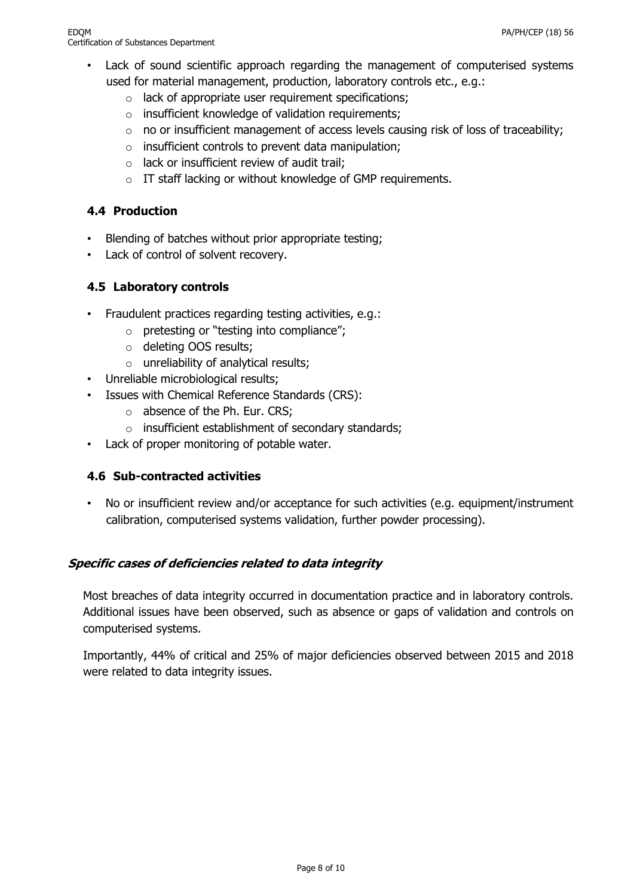- Lack of sound scientific approach regarding the management of computerised systems used for material management, production, laboratory controls etc., e.g.:
  - lack of appropriate user requirement specifications;
  - insufficient knowledge of validation requirements;
  - no or insufficient management of access levels causing risk of loss of traceability;
  - insufficient controls to prevent data manipulation;
  - lack or insufficient review of audit trail;
  - IT staff lacking or without knowledge of GMP requirements.

### 4.4 Production

- Blending of batches without prior appropriate testing;
- Lack of control of solvent recovery.

### 4.5 Laboratory controls

- Fraudulent practices regarding testing activities, e.g.:
  - pretesting or "testing into compliance";
  - deleting OOS results;
  - unreliability of analytical results;
- Unreliable microbiological results;
- Issues with Chemical Reference Standards (CRS):
  - absence of the Ph. Eur. CRS;
  - insufficient establishment of secondary standards;
- Lack of proper monitoring of potable water.

### 4.6 Sub-contracted activities

- No or insufficient review and/or acceptance for such activities (e.g. equipment/instrument calibration, computerised systems validation, further powder processing).

## *Specific cases of deficiencies related to data integrity*

Most breaches of data integrity occurred in documentation practice and in laboratory controls. Additional issues have been observed, such as absence or gaps of validation and controls on computerised systems.

Importantly, 44% of critical and 25% of major deficiencies observed between 2015 and 2018 were related to data integrity issues.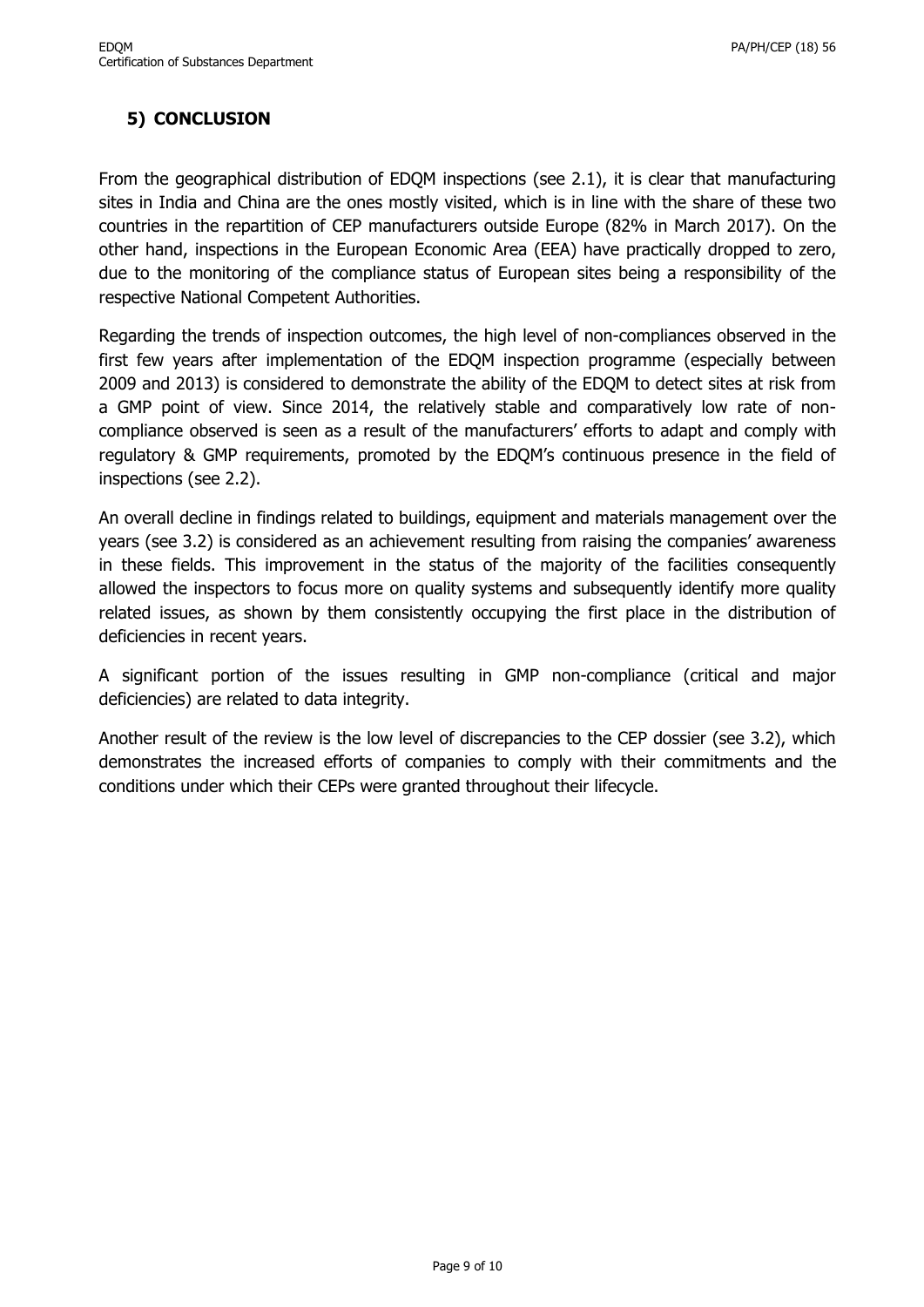## 5) CONCLUSION

From the geographical distribution of EDQM inspections (see 2.1), it is clear that manufacturing sites in India and China are the ones mostly visited, which is in line with the share of these two countries in the repartition of CEP manufacturers outside Europe (82% in March 2017). On the other hand, inspections in the European Economic Area (EEA) have practically dropped to zero, due to the monitoring of the compliance status of European sites being a responsibility of the respective National Competent Authorities.

Regarding the trends of inspection outcomes, the high level of non-compliances observed in the first few years after implementation of the EDQM inspection programme (especially between 2009 and 2013) is considered to demonstrate the ability of the EDQM to detect sites at risk from a GMP point of view. Since 2014, the relatively stable and comparatively low rate of non-compliance observed is seen as a result of the manufacturers' efforts to adapt and comply with regulatory & GMP requirements, promoted by the EDQM's continuous presence in the field of inspections (see 2.2).

An overall decline in findings related to buildings, equipment and materials management over the years (see 3.2) is considered as an achievement resulting from raising the companies' awareness in these fields. This improvement in the status of the majority of the facilities consequently allowed the inspectors to focus more on quality systems and subsequently identify more quality related issues, as shown by them consistently occupying the first place in the distribution of deficiencies in recent years.

A significant portion of the issues resulting in GMP non-compliance (critical and major deficiencies) are related to data integrity.

Another result of the review is the low level of discrepancies to the CEP dossier (see 3.2), which demonstrates the increased efforts of companies to comply with their commitments and the conditions under which their CEPs were granted throughout their lifecycle.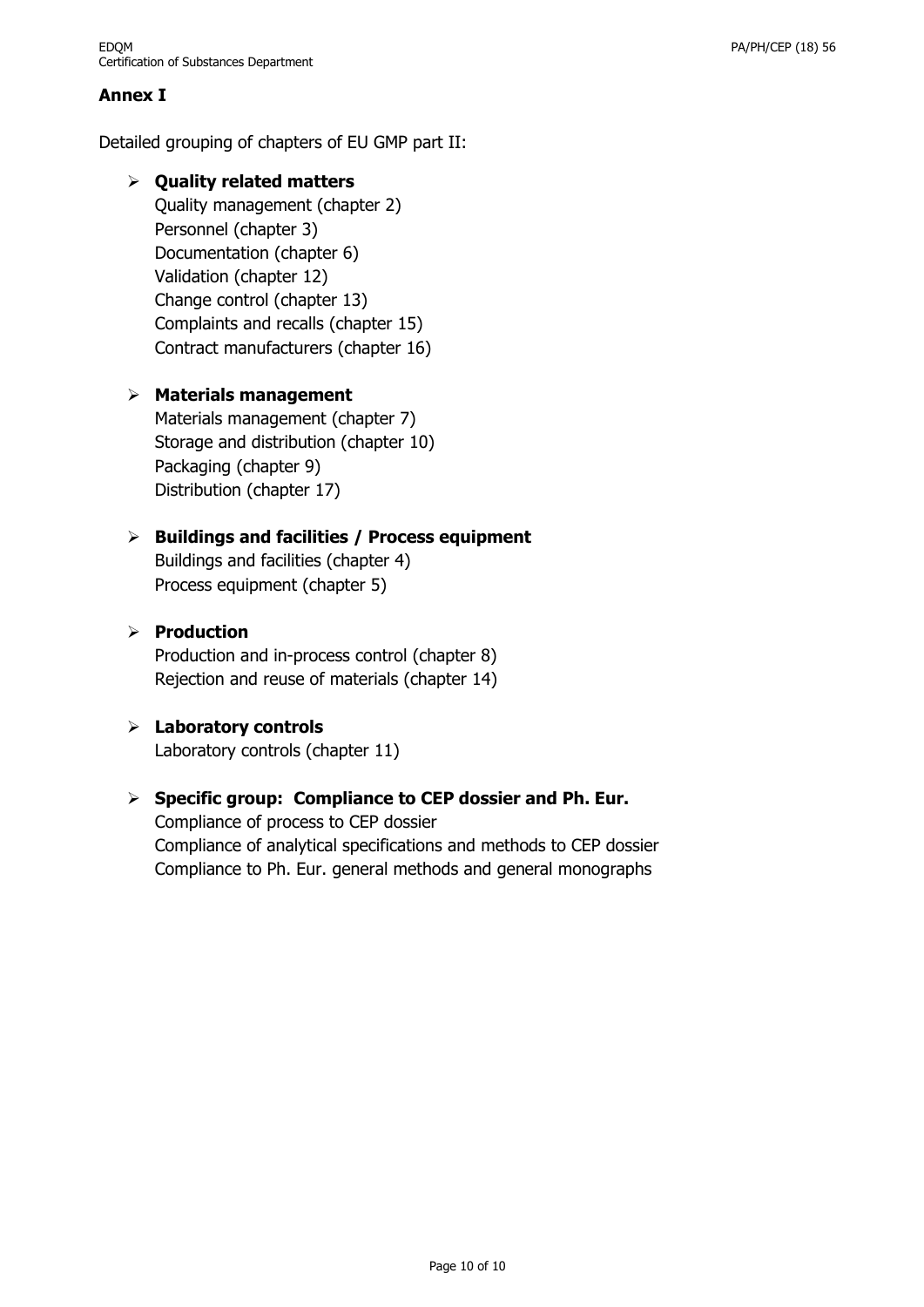## Annex I

Detailed grouping of chapters of EU GMP part II:

- **Quality related matters**
  Quality management (chapter 2)
  Personnel (chapter 3)
  Documentation (chapter 6)
  Validation (chapter 12)
  Change control (chapter 13)
  Complaints and recalls (chapter 15)
  Contract manufacturers (chapter 16)

- **Materials management**
  Materials management (chapter 7)
  Storage and distribution (chapter 10)
  Packaging (chapter 9)
  Distribution (chapter 17)

- **Buildings and facilities / Process equipment**
  Buildings and facilities (chapter 4)
  Process equipment (chapter 5)

- **Production**
  Production and in-process control (chapter 8)
  Rejection and reuse of materials (chapter 14)

- **Laboratory controls**
  Laboratory controls (chapter 11)

- **Specific group: Compliance to CEP dossier and Ph. Eur.**
  Compliance of process to CEP dossier
  Compliance of analytical specifications and methods to CEP dossier
  Compliance to Ph. Eur. general methods and general monographs